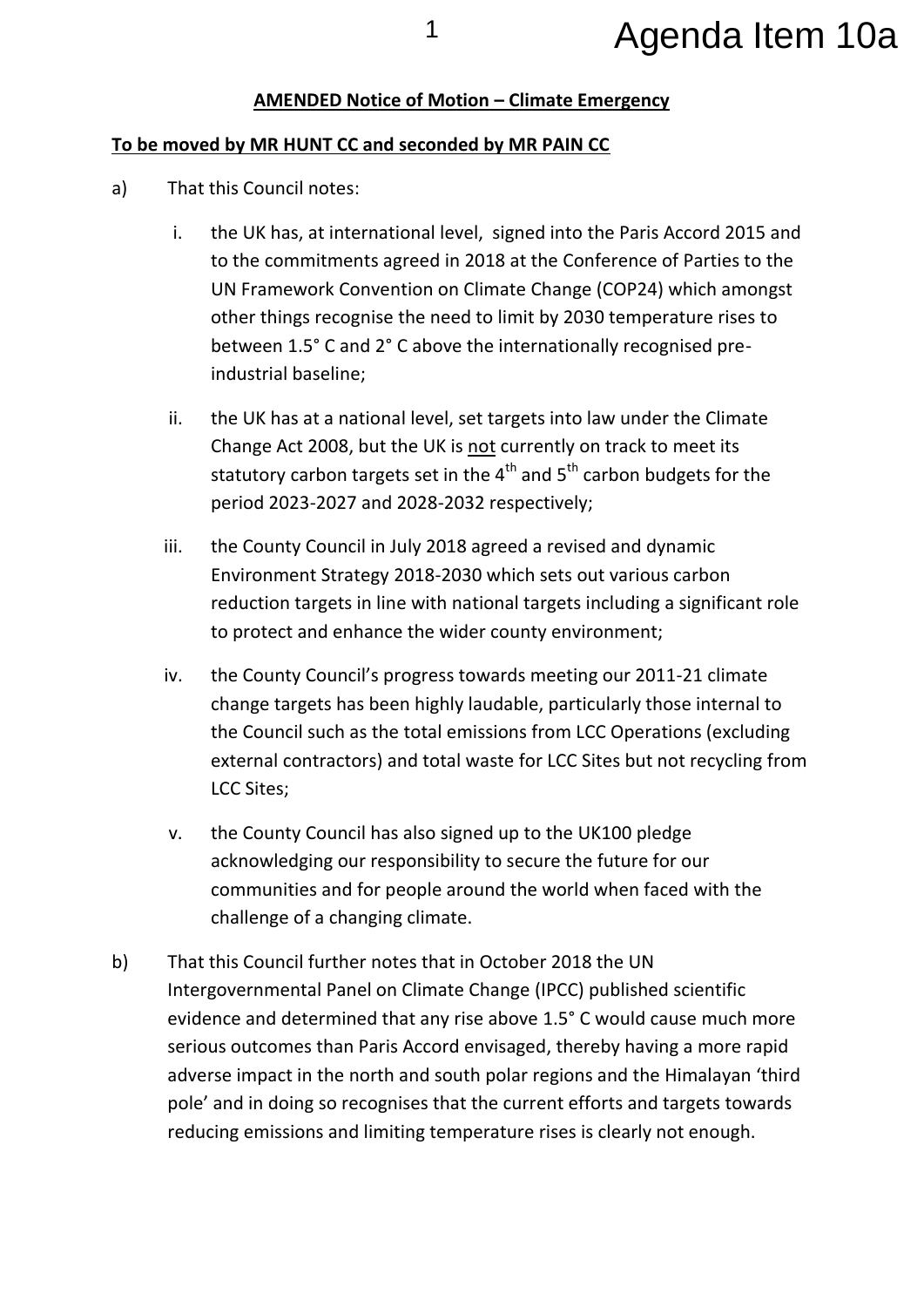**AMENDED Notice of Motion – Climate Emergency**

**To be moved by MR HUNT CC and seconded by MR PAIN CC**

a) That this Council notes:

   i. the UK has, at international level, signed into the Paris Accord 2015 and to the commitments agreed in 2018 at the Conference of Parties to the UN Framework Convention on Climate Change (COP24) which amongst other things recognise the need to limit by 2030 temperature rises to between 1.5° C and 2° C above the internationally recognised pre-industrial baseline;

   ii. the UK has at a national level, set targets into law under the Climate Change Act 2008, but the UK is <u>not</u> currently on track to meet its statutory carbon targets set in the 4th and 5th carbon budgets for the period 2023-2027 and 2028-2032 respectively;

   iii. the County Council in July 2018 agreed a revised and dynamic Environment Strategy 2018-2030 which sets out various carbon reduction targets in line with national targets including a significant role to protect and enhance the wider county environment;

   iv. the County Council's progress towards meeting our 2011-21 climate change targets has been highly laudable, particularly those internal to the Council such as the total emissions from LCC Operations (excluding external contractors) and total waste for LCC Sites but not recycling from LCC Sites;

   v. the County Council has also signed up to the UK100 pledge acknowledging our responsibility to secure the future for our communities and for people around the world when faced with the challenge of a changing climate.

b) That this Council further notes that in October 2018 the UN Intergovernmental Panel on Climate Change (IPCC) published scientific evidence and determined that any rise above 1.5° C would cause much more serious outcomes than Paris Accord envisaged, thereby having a more rapid adverse impact in the north and south polar regions and the Himalayan 'third pole' and in doing so recognises that the current efforts and targets towards reducing emissions and limiting temperature rises is clearly not enough.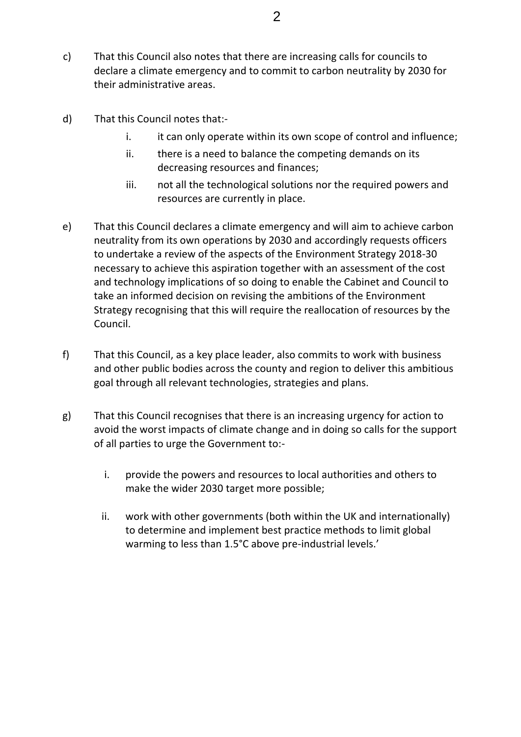c) That this Council also notes that there are increasing calls for councils to declare a climate emergency and to commit to carbon neutrality by 2030 for their administrative areas.

d) That this Council notes that:-

   i. it can only operate within its own scope of control and influence;

   ii. there is a need to balance the competing demands on its decreasing resources and finances;

   iii. not all the technological solutions nor the required powers and resources are currently in place.

e) That this Council declares a climate emergency and will aim to achieve carbon neutrality from its own operations by 2030 and accordingly requests officers to undertake a review of the aspects of the Environment Strategy 2018-30 necessary to achieve this aspiration together with an assessment of the cost and technology implications of so doing to enable the Cabinet and Council to take an informed decision on revising the ambitions of the Environment Strategy recognising that this will require the reallocation of resources by the Council.

f) That this Council, as a key place leader, also commits to work with business and other public bodies across the county and region to deliver this ambitious goal through all relevant technologies, strategies and plans.

g) That this Council recognises that there is an increasing urgency for action to avoid the worst impacts of climate change and in doing so calls for the support of all parties to urge the Government to:-

   i. provide the powers and resources to local authorities and others to make the wider 2030 target more possible;

   ii. work with other governments (both within the UK and internationally) to determine and implement best practice methods to limit global warming to less than 1.5°C above pre-industrial levels.'